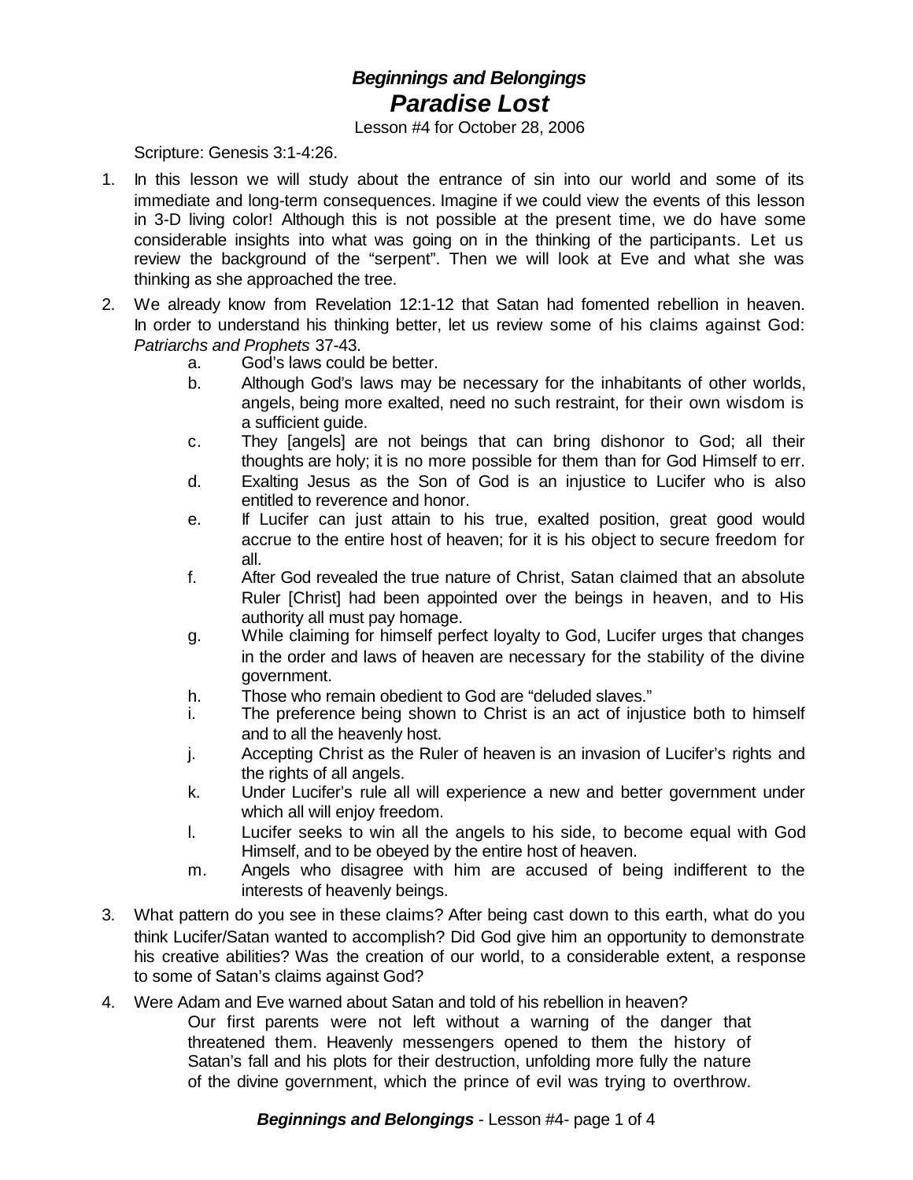# *Beginnings and Belongings*
# *Paradise Lost*

Lesson #4 for October 28, 2006

Scripture: Genesis 3:1-4:26.

1. In this lesson we will study about the entrance of sin into our world and some of its immediate and long-term consequences. Imagine if we could view the events of this lesson in 3-D living color! Although this is not possible at the present time, we do have some considerable insights into what was going on in the thinking of the participants. Let us review the background of the "serpent". Then we will look at Eve and what she was thinking as she approached the tree.

2. We already know from Revelation 12:1-12 that Satan had fomented rebellion in heaven. In order to understand his thinking better, let us review some of his claims against God: *Patriarchs and Prophets* 37-43.
   a. God's laws could be better.
   b. Although God's laws may be necessary for the inhabitants of other worlds, angels, being more exalted, need no such restraint, for their own wisdom is a sufficient guide.
   c. They [angels] are not beings that can bring dishonor to God; all their thoughts are holy; it is no more possible for them than for God Himself to err.
   d. Exalting Jesus as the Son of God is an injustice to Lucifer who is also entitled to reverence and honor.
   e. If Lucifer can just attain to his true, exalted position, great good would accrue to the entire host of heaven; for it is his object to secure freedom for all.
   f. After God revealed the true nature of Christ, Satan claimed that an absolute Ruler [Christ] had been appointed over the beings in heaven, and to His authority all must pay homage.
   g. While claiming for himself perfect loyalty to God, Lucifer urges that changes in the order and laws of heaven are necessary for the stability of the divine government.
   h. Those who remain obedient to God are "deluded slaves."
   i. The preference being shown to Christ is an act of injustice both to himself and to all the heavenly host.
   j. Accepting Christ as the Ruler of heaven is an invasion of Lucifer's rights and the rights of all angels.
   k. Under Lucifer's rule all will experience a new and better government under which all will enjoy freedom.
   l. Lucifer seeks to win all the angels to his side, to become equal with God Himself, and to be obeyed by the entire host of heaven.
   m. Angels who disagree with him are accused of being indifferent to the interests of heavenly beings.

3. What pattern do you see in these claims? After being cast down to this earth, what do you think Lucifer/Satan wanted to accomplish? Did God give him an opportunity to demonstrate his creative abilities? Was the creation of our world, to a considerable extent, a response to some of Satan's claims against God?

4. Were Adam and Eve warned about Satan and told of his rebellion in heaven?

   > Our first parents were not left without a warning of the danger that threatened them. Heavenly messengers opened to them the history of Satan's fall and his plots for their destruction, unfolding more fully the nature of the divine government, which the prince of evil was trying to overthrow.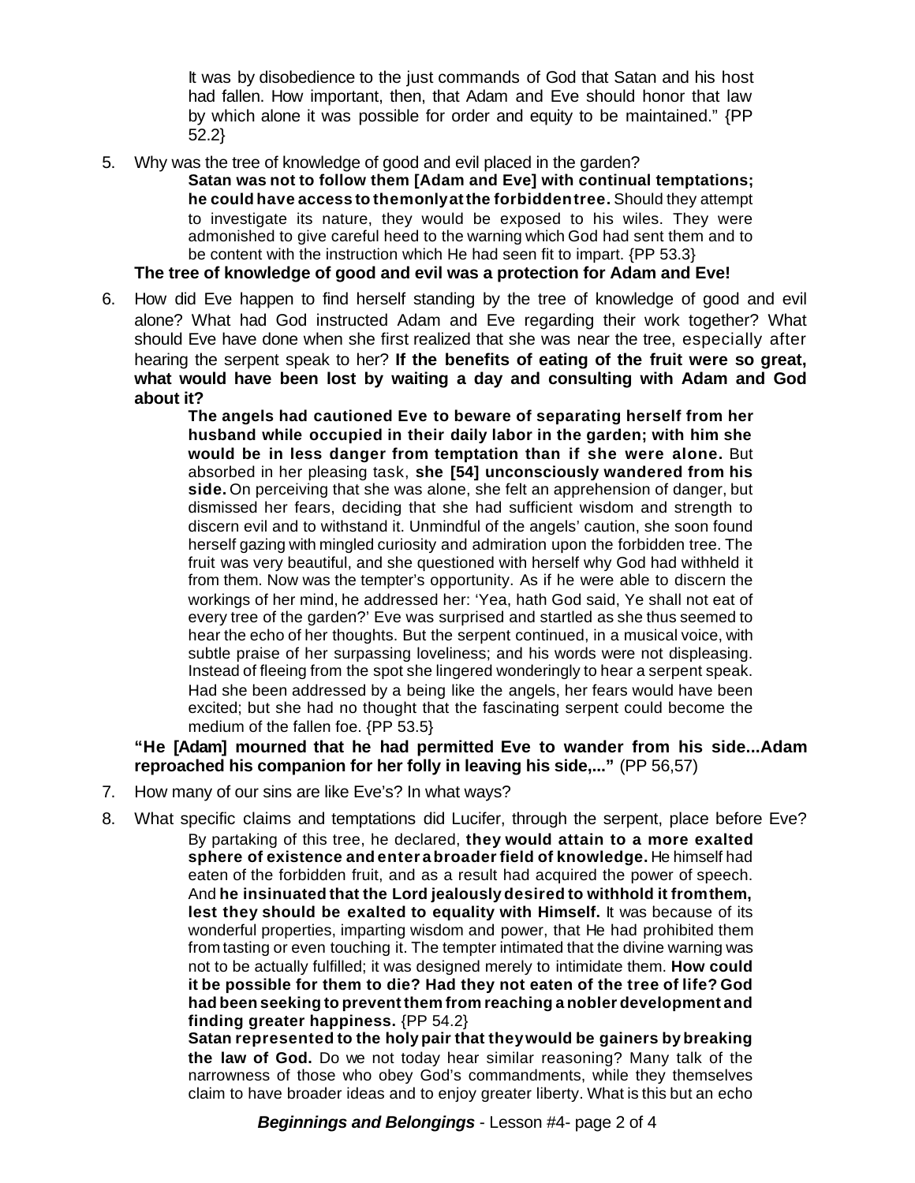It was by disobedience to the just commands of God that Satan and his host had fallen. How important, then, that Adam and Eve should honor that law by which alone it was possible for order and equity to be maintained." {PP 52.2}

5. Why was the tree of knowledge of good and evil placed in the garden?

   **Satan was not to follow them [Adam and Eve] with continual temptations; he could have access to them only at the forbidden tree.** Should they attempt to investigate its nature, they would be exposed to his wiles. They were admonished to give careful heed to the warning which God had sent them and to be content with the instruction which He had seen fit to impart. {PP 53.3}

   **The tree of knowledge of good and evil was a protection for Adam and Eve!**

6. How did Eve happen to find herself standing by the tree of knowledge of good and evil alone? What had God instructed Adam and Eve regarding their work together? What should Eve have done when she first realized that she was near the tree, especially after hearing the serpent speak to her? **If the benefits of eating of the fruit were so great, what would have been lost by waiting a day and consulting with Adam and God about it?**

   **The angels had cautioned Eve to beware of separating herself from her husband while occupied in their daily labor in the garden; with him she would be in less danger from temptation than if she were alone.** But absorbed in her pleasing task, **she [54] unconsciously wandered from his side.** On perceiving that she was alone, she felt an apprehension of danger, but dismissed her fears, deciding that she had sufficient wisdom and strength to discern evil and to withstand it. Unmindful of the angels' caution, she soon found herself gazing with mingled curiosity and admiration upon the forbidden tree. The fruit was very beautiful, and she questioned with herself why God had withheld it from them. Now was the tempter's opportunity. As if he were able to discern the workings of her mind, he addressed her: 'Yea, hath God said, Ye shall not eat of every tree of the garden?' Eve was surprised and startled as she thus seemed to hear the echo of her thoughts. But the serpent continued, in a musical voice, with subtle praise of her surpassing loveliness; and his words were not displeasing. Instead of fleeing from the spot she lingered wonderingly to hear a serpent speak. Had she been addressed by a being like the angels, her fears would have been excited; but she had no thought that the fascinating serpent could become the medium of the fallen foe. {PP 53.5}

   **"He [Adam] mourned that he had permitted Eve to wander from his side...Adam reproached his companion for her folly in leaving his side,..."** (PP 56,57)

7. How many of our sins are like Eve's? In what ways?

8. What specific claims and temptations did Lucifer, through the serpent, place before Eve?

   By partaking of this tree, he declared, **they would attain to a more exalted sphere of existence and enter a broader field of knowledge.** He himself had eaten of the forbidden fruit, and as a result had acquired the power of speech. And **he insinuated that the Lord jealously desired to withhold it from them, lest they should be exalted to equality with Himself.** It was because of its wonderful properties, imparting wisdom and power, that He had prohibited them from tasting or even touching it. The tempter intimated that the divine warning was not to be actually fulfilled; it was designed merely to intimidate them. **How could it be possible for them to die? Had they not eaten of the tree of life? God had been seeking to prevent them from reaching a nobler development and finding greater happiness.** {PP 54.2}

   **Satan represented to the holy pair that they would be gainers by breaking the law of God.** Do we not today hear similar reasoning? Many talk of the narrowness of those who obey God's commandments, while they themselves claim to have broader ideas and to enjoy greater liberty. What is this but an echo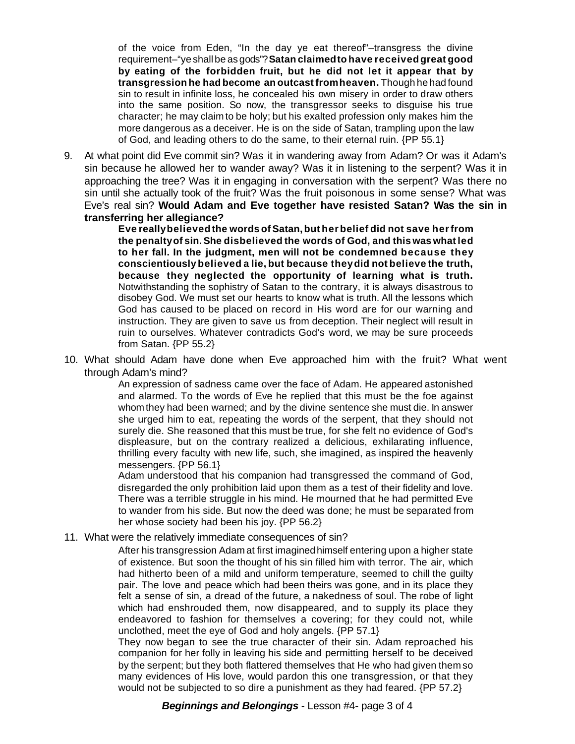of the voice from Eden, "In the day ye eat thereof"–transgress the divine requirement–"ye shall be as gods"? **Satan claimed to have received great good by eating of the forbidden fruit, but he did not let it appear that by transgression he had become an outcast from heaven.** Though he had found sin to result in infinite loss, he concealed his own misery in order to draw others into the same position. So now, the transgressor seeks to disguise his true character; he may claim to be holy; but his exalted profession only makes him the more dangerous as a deceiver. He is on the side of Satan, trampling upon the law of God, and leading others to do the same, to their eternal ruin. {PP 55.1}

9. At what point did Eve commit sin? Was it in wandering away from Adam? Or was it Adam's sin because he allowed her to wander away? Was it in listening to the serpent? Was it in approaching the tree? Was it in engaging in conversation with the serpent? Was there no sin until she actually took of the fruit? Was the fruit poisonous in some sense? What was Eve's real sin? **Would Adam and Eve together have resisted Satan? Was the sin in transferring her allegiance?**

    **Eve really believed the words of Satan, but her belief did not save her from the penalty of sin. She disbelieved the words of God, and this was what led to her fall. In the judgment, men will not be condemned because they conscientiously believed a lie, but because they did not believe the truth, because they neglected the opportunity of learning what is truth.** Notwithstanding the sophistry of Satan to the contrary, it is always disastrous to disobey God. We must set our hearts to know what is truth. All the lessons which God has caused to be placed on record in His word are for our warning and instruction. They are given to save us from deception. Their neglect will result in ruin to ourselves. Whatever contradicts God's word, we may be sure proceeds from Satan. {PP 55.2}

10. What should Adam have done when Eve approached him with the fruit? What went through Adam's mind?

    An expression of sadness came over the face of Adam. He appeared astonished and alarmed. To the words of Eve he replied that this must be the foe against whom they had been warned; and by the divine sentence she must die. In answer she urged him to eat, repeating the words of the serpent, that they should not surely die. She reasoned that this must be true, for she felt no evidence of God's displeasure, but on the contrary realized a delicious, exhilarating influence, thrilling every faculty with new life, such, she imagined, as inspired the heavenly messengers. {PP 56.1}

    Adam understood that his companion had transgressed the command of God, disregarded the only prohibition laid upon them as a test of their fidelity and love. There was a terrible struggle in his mind. He mourned that he had permitted Eve to wander from his side. But now the deed was done; he must be separated from her whose society had been his joy. {PP 56.2}

11. What were the relatively immediate consequences of sin?

    After his transgression Adam at first imagined himself entering upon a higher state of existence. But soon the thought of his sin filled him with terror. The air, which had hitherto been of a mild and uniform temperature, seemed to chill the guilty pair. The love and peace which had been theirs was gone, and in its place they felt a sense of sin, a dread of the future, a nakedness of soul. The robe of light which had enshrouded them, now disappeared, and to supply its place they endeavored to fashion for themselves a covering; for they could not, while unclothed, meet the eye of God and holy angels. {PP 57.1}

    They now began to see the true character of their sin. Adam reproached his companion for her folly in leaving his side and permitting herself to be deceived by the serpent; but they both flattered themselves that He who had given them so many evidences of His love, would pardon this one transgression, or that they would not be subjected to so dire a punishment as they had feared. {PP 57.2}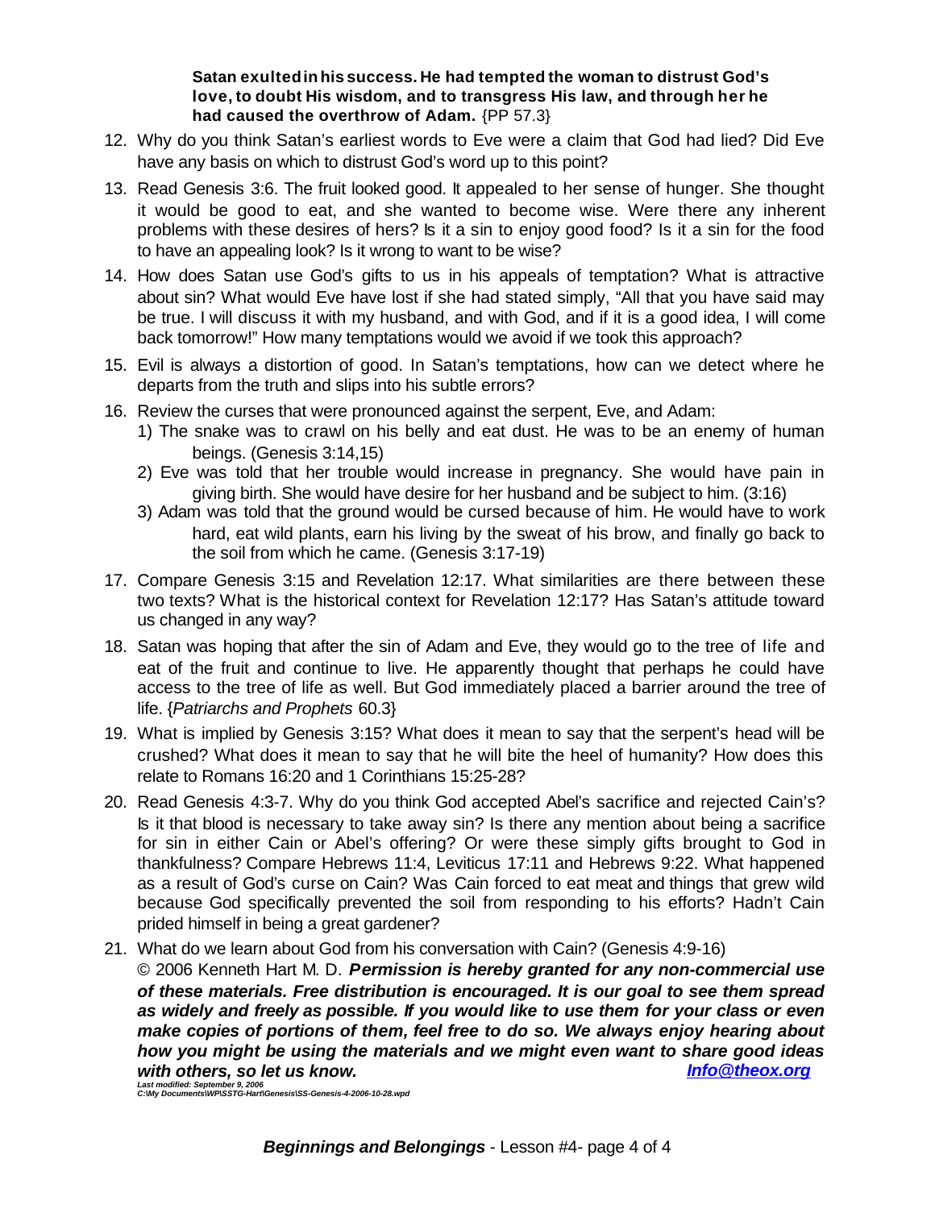**Satan exulted in his success. He had tempted the woman to distrust God's love, to doubt His wisdom, and to transgress His law, and through her he had caused the overthrow of Adam.** {PP 57.3}

12. Why do you think Satan's earliest words to Eve were a claim that God had lied? Did Eve have any basis on which to distrust God's word up to this point?
13. Read Genesis 3:6. The fruit looked good. It appealed to her sense of hunger. She thought it would be good to eat, and she wanted to become wise. Were there any inherent problems with these desires of hers? Is it a sin to enjoy good food? Is it a sin for the food to have an appealing look? Is it wrong to want to be wise?
14. How does Satan use God's gifts to us in his appeals of temptation? What is attractive about sin? What would Eve have lost if she had stated simply, "All that you have said may be true. I will discuss it with my husband, and with God, and if it is a good idea, I will come back tomorrow!" How many temptations would we avoid if we took this approach?
15. Evil is always a distortion of good. In Satan's temptations, how can we detect where he departs from the truth and slips into his subtle errors?
16. Review the curses that were pronounced against the serpent, Eve, and Adam:
    1) The snake was to crawl on his belly and eat dust. He was to be an enemy of human beings. (Genesis 3:14,15)
    2) Eve was told that her trouble would increase in pregnancy. She would have pain in giving birth. She would have desire for her husband and be subject to him. (3:16)
    3) Adam was told that the ground would be cursed because of him. He would have to work hard, eat wild plants, earn his living by the sweat of his brow, and finally go back to the soil from which he came. (Genesis 3:17-19)
17. Compare Genesis 3:15 and Revelation 12:17. What similarities are there between these two texts? What is the historical context for Revelation 12:17? Has Satan's attitude toward us changed in any way?
18. Satan was hoping that after the sin of Adam and Eve, they would go to the tree of life and eat of the fruit and continue to live. He apparently thought that perhaps he could have access to the tree of life as well. But God immediately placed a barrier around the tree of life. {*Patriarchs and Prophets* 60.3}
19. What is implied by Genesis 3:15? What does it mean to say that the serpent's head will be crushed? What does it mean to say that he will bite the heel of humanity? How does this relate to Romans 16:20 and 1 Corinthians 15:25-28?
20. Read Genesis 4:3-7. Why do you think God accepted Abel's sacrifice and rejected Cain's? Is it that blood is necessary to take away sin? Is there any mention about being a sacrifice for sin in either Cain or Abel's offering? Or were these simply gifts brought to God in thankfulness? Compare Hebrews 11:4, Leviticus 17:11 and Hebrews 9:22. What happened as a result of God's curse on Cain? Was Cain forced to eat meat and things that grew wild because God specifically prevented the soil from responding to his efforts? Hadn't Cain prided himself in being a great gardener?
21. What do we learn about God from his conversation with Cain? (Genesis 4:9-16)

© 2006 Kenneth Hart M. D. ***Permission is hereby granted for any non-commercial use of these materials. Free distribution is encouraged. It is our goal to see them spread as widely and freely as possible. If you would like to use them for your class or even make copies of portions of them, feel free to do so. We always enjoy hearing about how you might be using the materials and we might even want to share good ideas with others, so let us know.*** ***Info@theox.org***

*Last modified: September 9, 2006*
*C:\My Documents\WP\SSTG-Hart\Genesis\SS-Genesis-4-2006-10-28.wpd*